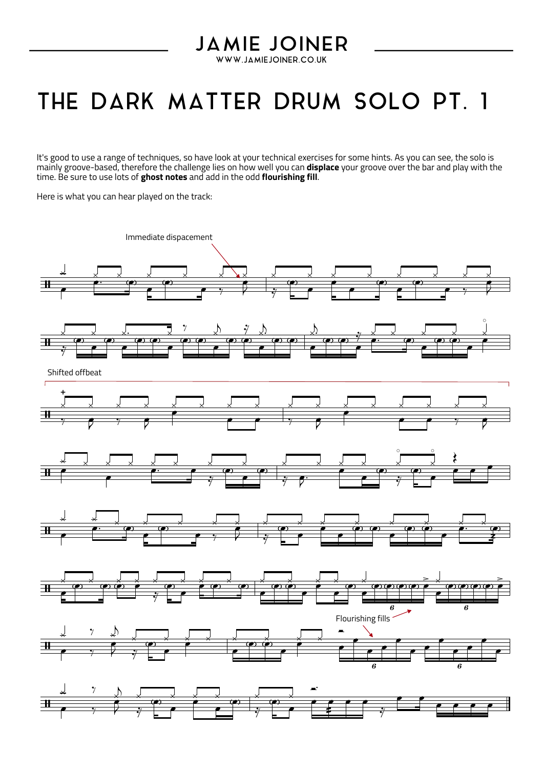# JAMIE JOINER

WWW.JAMIEJOINER.CO.UK

# THE DARK MATTER DRUM SOLO PT. 1

It's good to use a range of techniques, so have look at your technical exercises for some hints. As you can see, the solo is mainly groove-based, therefore the challenge lies on how well you can **displace** your groove over the bar and play with the time. Be sure to use lots of **ghost notes** and add in the odd **flourishing fill**.

Here is what you can hear played on the track:

Immediate dispacement

Shifted offbeat

Flourishing fills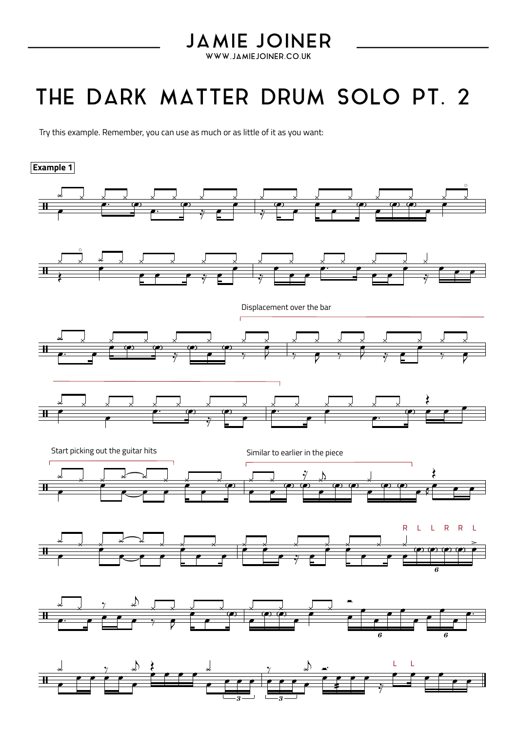# THE DARK MATTER DRUM SOLO PT. 2

Try this example. Remember, you can use as much or as little of it as you want:

**Example 1**

Displacement over the bar

Start picking out the guitar hits

Similar to earlier in the piece

R L L R R L

L L